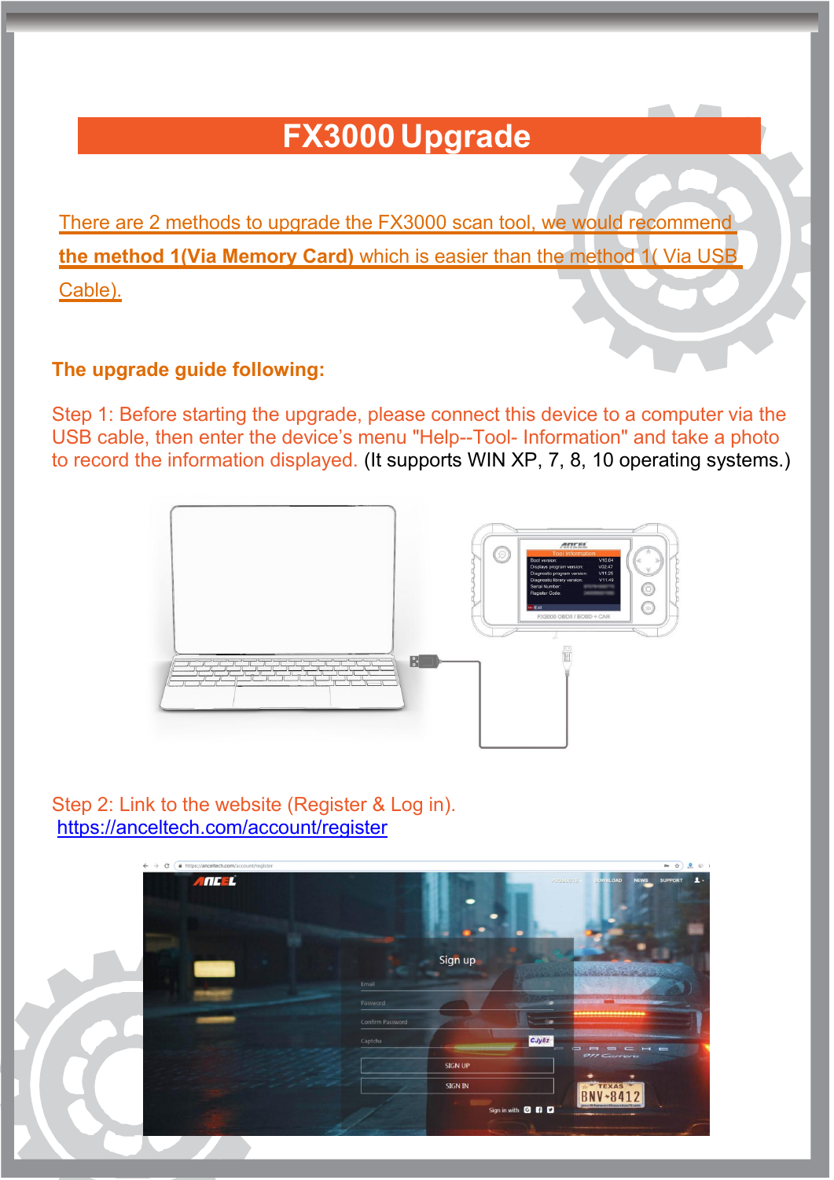# FX3000 Upgrade

There are 2 methods to upgrade the FX3000 scan tool, we would recommend **the method 1(Via Memory Card)** which is easier than the method 1( Via USB Cable).

**The upgrade guide following:**

Step 1: Before starting the upgrade, please connect this device to a computer via the USB cable, then enter the device's menu "Help--Tool- Information" and take a photo to record the information displayed. (It supports WIN XP, 7, 8, 10 operating systems.)

Step 2: Link to the website (Register & Log in).
https://anceltech.com/account/register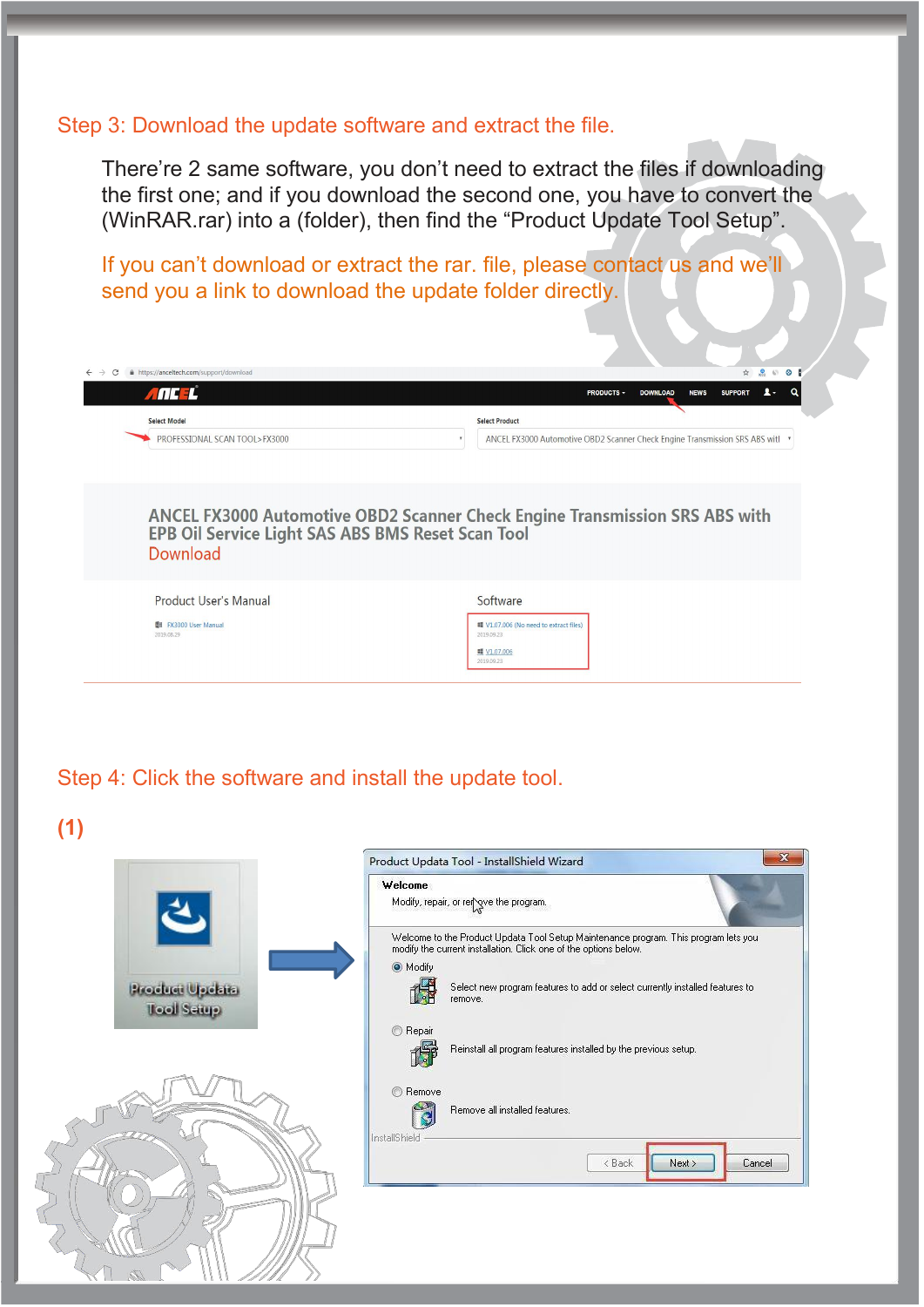## Step 3: Download the update software and extract the file.

There're 2 same software, you don't need to extract the files if downloading the first one; and if you download the second one, you have to convert the (WinRAR.rar) into a (folder), then find the "Product Update Tool Setup".

If you can't download or extract the rar. file, please contact us and we'll send you a link to download the update folder directly.

## Step 4: Click the software and install the update tool.

**(1)**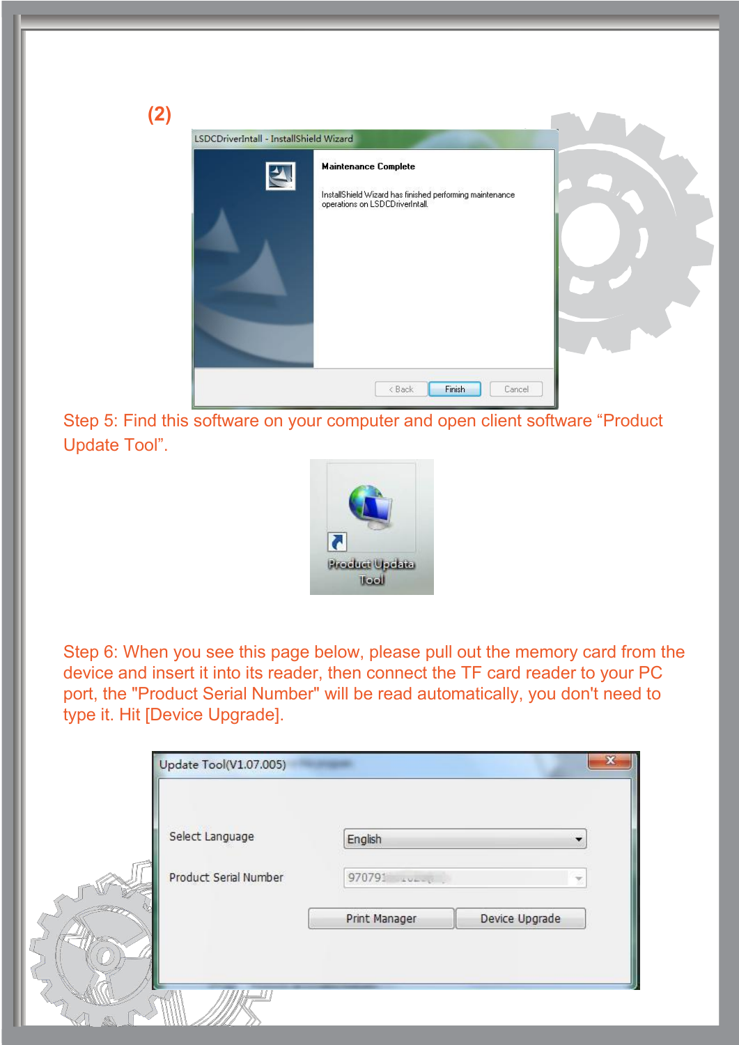(2)

Step 5: Find this software on your computer and open client software “Product Update Tool”.

Step 6: When you see this page below, please pull out the memory card from the device and insert it into its reader, then connect the TF card reader to your PC port, the "Product Serial Number" will be read automatically, you don't need to type it. Hit [Device Upgrade].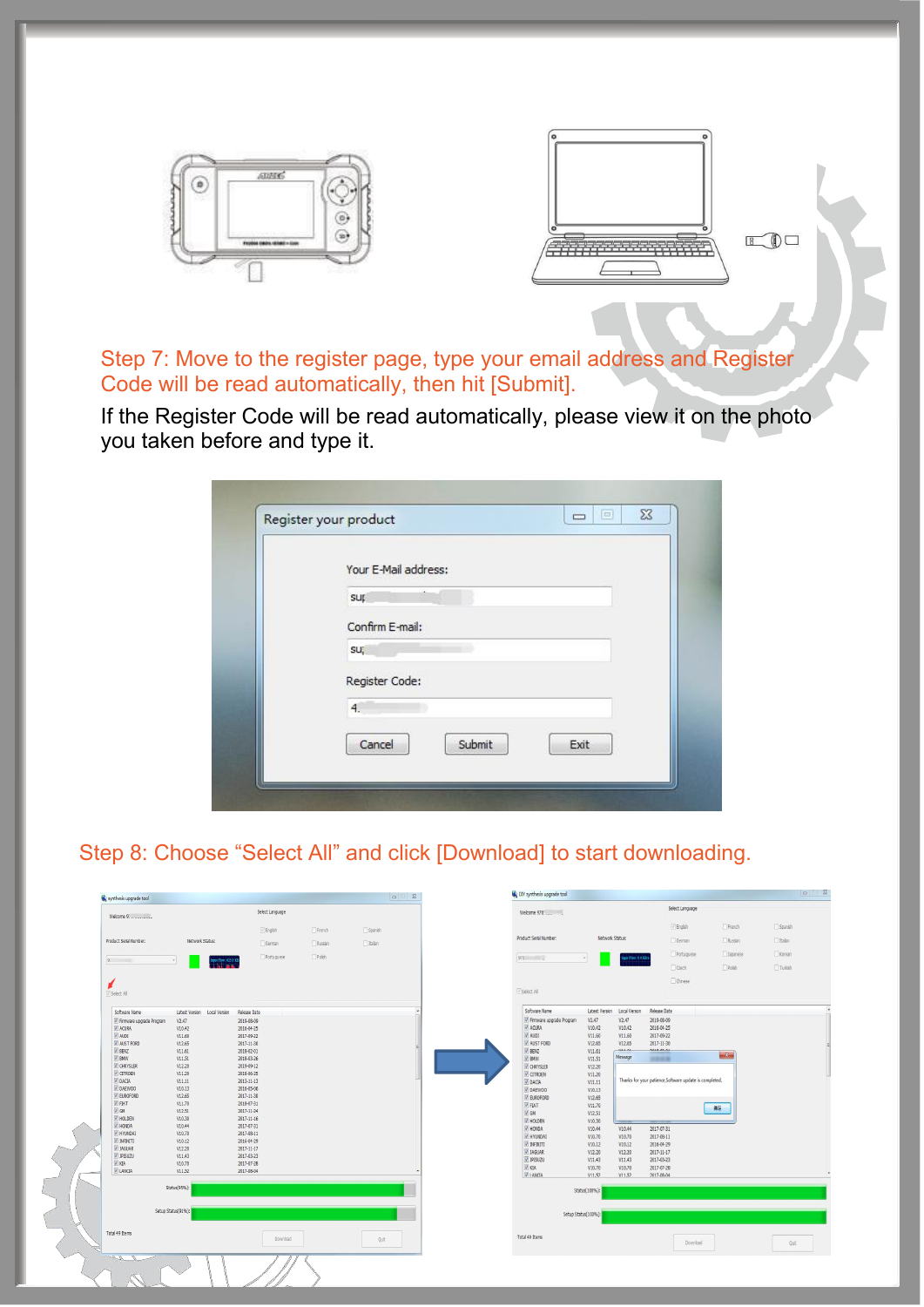Step 7: Move to the register page, type your email address and Register Code will be read automatically, then hit [Submit].

If the Register Code will be read automatically, please view it on the photo you taken before and type it.

Step 8: Choose “Select All” and click [Download] to start downloading.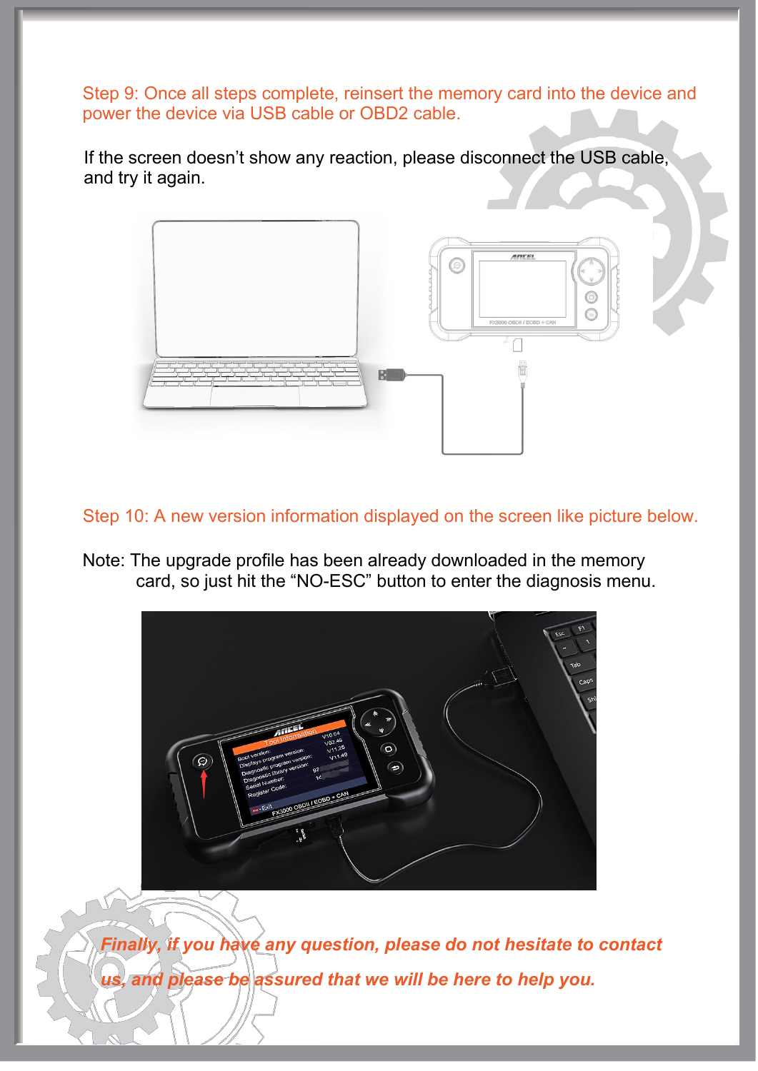Step 9: Once all steps complete, reinsert the memory card into the device and power the device via USB cable or OBD2 cable.

If the screen doesn't show any reaction, please disconnect the USB cable, and try it again.

Step 10: A new version information displayed on the screen like picture below.

Note: The upgrade profile has been already downloaded in the memory card, so just hit the "NO-ESC" button to enter the diagnosis menu.

***Finally, if you have any question, please do not hesitate to contact us, and please be assured that we will be here to help you.***